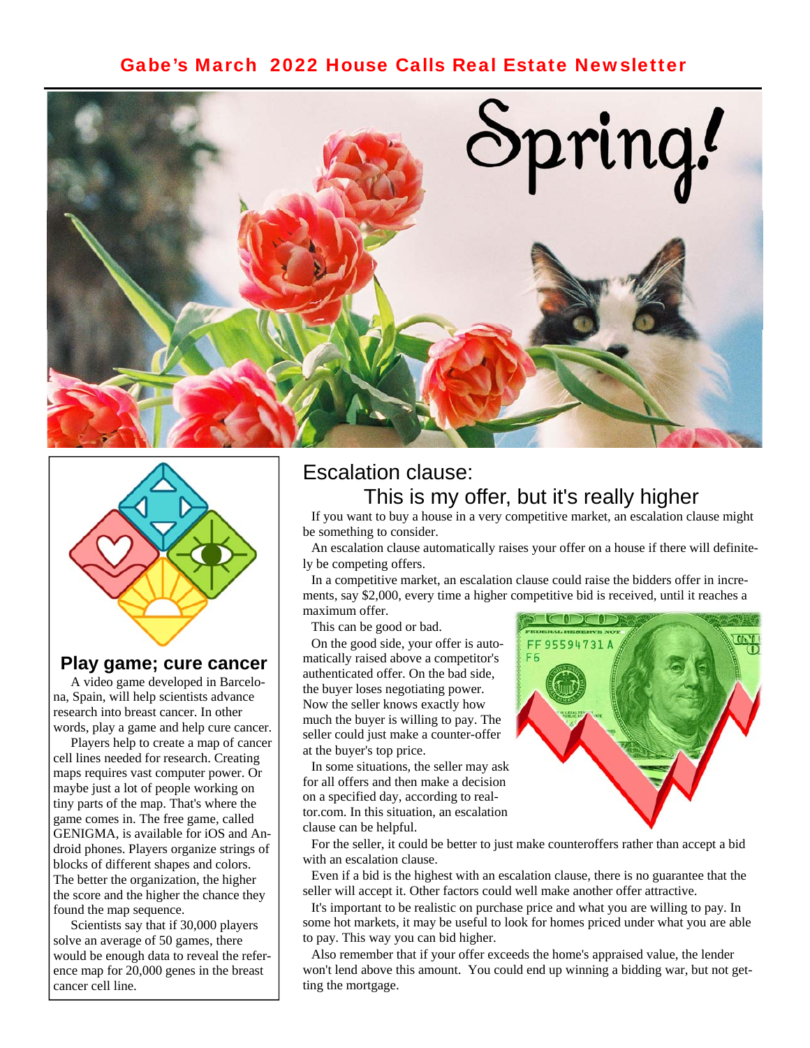# Gabe's March 2022 House Calls Real Estate Newsletter

Spring!

## Escalation clause: This is my offer, but it's really higher

If you want to buy a house in a very competitive market, an escalation clause might be something to consider.

An escalation clause automatically raises your offer on a house if there will definitely be competing offers.

In a competitive market, an escalation clause could raise the bidders offer in increments, say $2,000, every time a higher competitive bid is received, until it reaches a maximum offer.

This can be good or bad.

On the good side, your offer is automatically raised above a competitor's authenticated offer. On the bad side, the buyer loses negotiating power. Now the seller knows exactly how much the buyer is willing to pay. The seller could just make a counter-offer at the buyer's top price.

In some situations, the seller may ask for all offers and then make a decision on a specified day, according to realtor.com. In this situation, an escalation clause can be helpful.

For the seller, it could be better to just make counteroffers rather than accept a bid with an escalation clause.

Even if a bid is the highest with an escalation clause, there is no guarantee that the seller will accept it. Other factors could well make another offer attractive.

It's important to be realistic on purchase price and what you are willing to pay. In some hot markets, it may be useful to look for homes priced under what you are able to pay. This way you can bid higher.

Also remember that if your offer exceeds the home's appraised value, the lender won't lend above this amount. You could end up winning a bidding war, but not getting the mortgage.

## Play game; cure cancer

A video game developed in Barcelona, Spain, will help scientists advance research into breast cancer. In other words, play a game and help cure cancer.

Players help to create a map of cancer cell lines needed for research. Creating maps requires vast computer power. Or maybe just a lot of people working on tiny parts of the map. That's where the game comes in. The free game, called GENIGMA, is available for iOS and Android phones. Players organize strings of blocks of different shapes and colors. The better the organization, the higher the score and the higher the chance they found the map sequence.

Scientists say that if 30,000 players solve an average of 50 games, there would be enough data to reveal the reference map for 20,000 genes in the breast cancer cell line.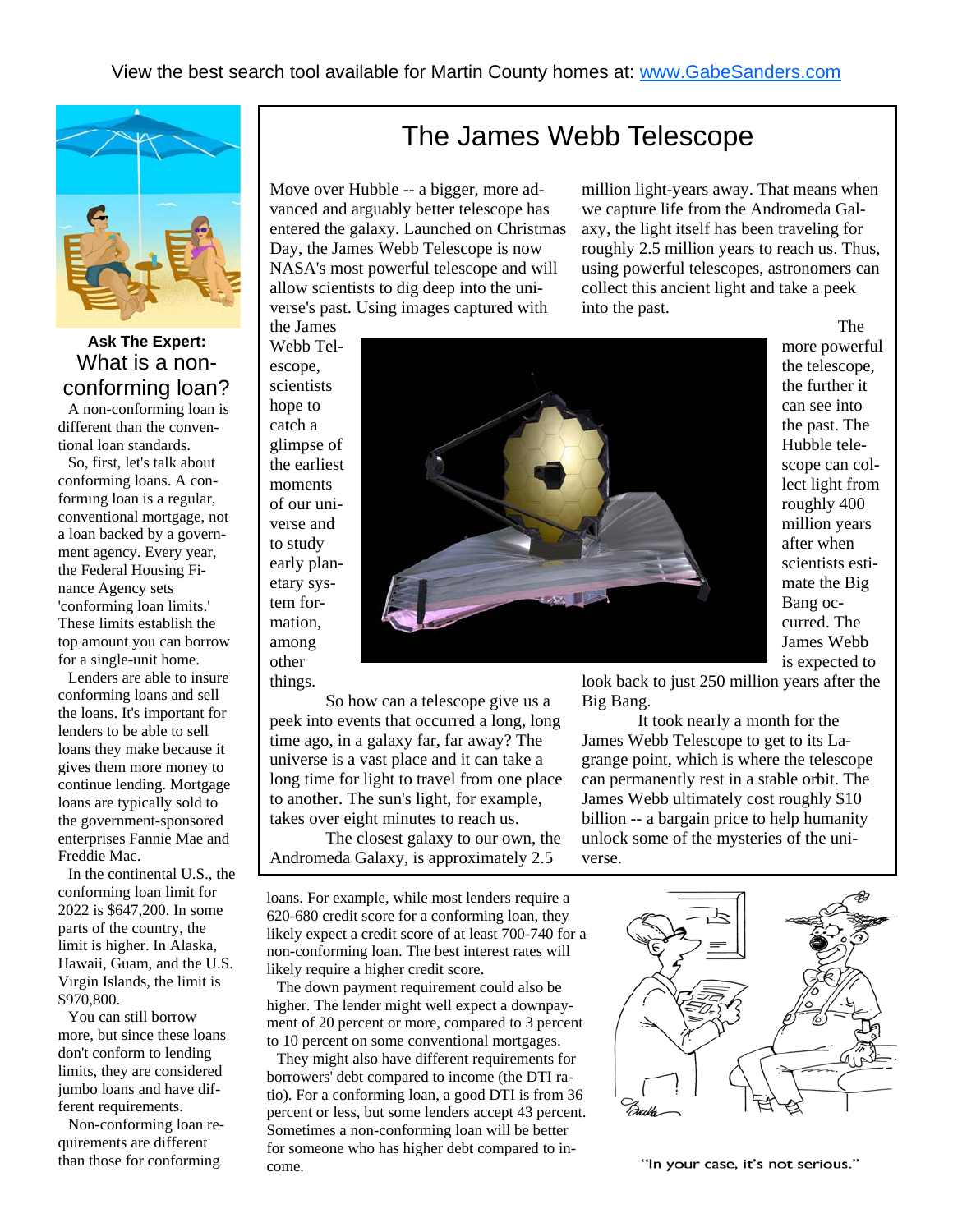View the best search tool available for Martin County homes at: www.GabeSanders.com

# The James Webb Telescope

Move over Hubble -- a bigger, more advanced and arguably better telescope has entered the galaxy. Launched on Christmas Day, the James Webb Telescope is now NASA's most powerful telescope and will allow scientists to dig deep into the universe's past. Using images captured with the James Webb Telescope, scientists hope to catch a glimpse of the earliest moments of our universe and to study early planetary system formation, among other things.

So how can a telescope give us a peek into events that occurred a long, long time ago, in a galaxy far, far away? The universe is a vast place and it can take a long time for light to travel from one place to another. The sun's light, for example, takes over eight minutes to reach us.

The closest galaxy to our own, the Andromeda Galaxy, is approximately 2.5 million light-years away. That means when we capture life from the Andromeda Galaxy, the light itself has been traveling for roughly 2.5 million years to reach us. Thus, using powerful telescopes, astronomers can collect this ancient light and take a peek into the past.

The more powerful the telescope, the further it can see into the past. The Hubble telescope can collect light from roughly 400 million years after when scientists estimate the Big Bang occurred. The James Webb is expected to look back to just 250 million years after the Big Bang.

It took nearly a month for the James Webb Telescope to get to its Lagrange point, which is where the telescope can permanently rest in a stable orbit. The James Webb ultimately cost roughly $10 billion -- a bargain price to help humanity unlock some of the mysteries of the universe.

**Ask The Expert:**

## What is a non-conforming loan?

A non-conforming loan is different than the conventional loan standards.

So, first, let's talk about conforming loans. A conforming loan is a regular, conventional mortgage, not a loan backed by a government agency. Every year, the Federal Housing Finance Agency sets 'conforming loan limits.' These limits establish the top amount you can borrow for a single-unit home.

Lenders are able to insure conforming loans and sell the loans. It's important for lenders to be able to sell loans they make because it gives them more money to continue lending. Mortgage loans are typically sold to the government-sponsored enterprises Fannie Mae and Freddie Mac.

In the continental U.S., the conforming loan limit for 2022 is $647,200. In some parts of the country, the limit is higher. In Alaska, Hawaii, Guam, and the U.S. Virgin Islands, the limit is $970,800.

You can still borrow more, but since these loans don't conform to lending limits, they are considered jumbo loans and have different requirements.

Non-conforming loan requirements are different than those for conforming loans. For example, while most lenders require a 620-680 credit score for a conforming loan, they likely expect a credit score of at least 700-740 for a non-conforming loan. The best interest rates will likely require a higher credit score.

The down payment requirement could also be higher. The lender might well expect a downpayment of 20 percent or more, compared to 3 percent to 10 percent on some conventional mortgages.

They might also have different requirements for borrowers' debt compared to income (the DTI ratio). For a conforming loan, a good DTI is from 36 percent or less, but some lenders accept 43 percent. Sometimes a non-conforming loan will be better for someone who has higher debt compared to income.

"In your case, it's not serious."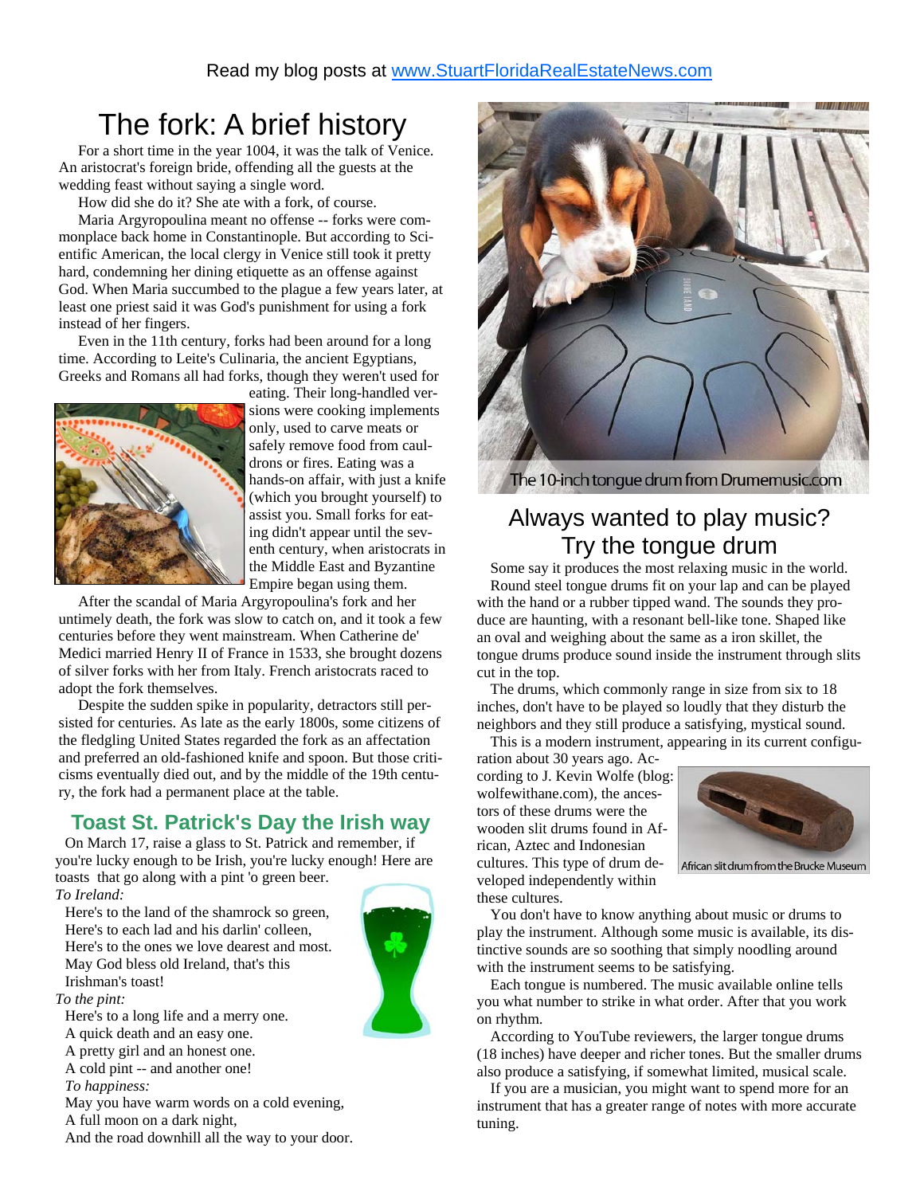Read my blog posts at www.StuartFloridaRealEstateNews.com

# The fork: A brief history

For a short time in the year 1004, it was the talk of Venice. An aristocrat's foreign bride, offending all the guests at the wedding feast without saying a single word.

How did she do it? She ate with a fork, of course.

Maria Argyropoulina meant no offense -- forks were commonplace back home in Constantinople. But according to Scientific American, the local clergy in Venice still took it pretty hard, condemning her dining etiquette as an offense against God. When Maria succumbed to the plague a few years later, at least one priest said it was God's punishment for using a fork instead of her fingers.

Even in the 11th century, forks had been around for a long time. According to Leite's Culinaria, the ancient Egyptians, Greeks and Romans all had forks, though they weren't used for eating. Their long-handled versions were cooking implements only, used to carve meats or safely remove food from cauldrons or fires. Eating was a hands-on affair, with just a knife (which you brought yourself) to assist you. Small forks for eating didn't appear until the seventh century, when aristocrats in the Middle East and Byzantine Empire began using them.

After the scandal of Maria Argyropoulina's fork and her untimely death, the fork was slow to catch on, and it took a few centuries before they went mainstream. When Catherine de' Medici married Henry II of France in 1533, she brought dozens of silver forks with her from Italy. French aristocrats raced to adopt the fork themselves.

Despite the sudden spike in popularity, detractors still persisted for centuries. As late as the early 1800s, some citizens of the fledgling United States regarded the fork as an affectation and preferred an old-fashioned knife and spoon. But those criticisms eventually died out, and by the middle of the 19th century, the fork had a permanent place at the table.

## Toast St. Patrick's Day the Irish way

On March 17, raise a glass to St. Patrick and remember, if you're lucky enough to be Irish, you're lucky enough! Here are toasts that go along with a pint 'o green beer.

*To Ireland:*

Here's to the land of the shamrock so green,
Here's to each lad and his darlin' colleen,
Here's to the ones we love dearest and most.
May God bless old Ireland, that's this Irishman's toast!

*To the pint:*

Here's to a long life and a merry one.
A quick death and an easy one.
A pretty girl and an honest one.
A cold pint -- and another one!

*To happiness:*

May you have warm words on a cold evening,
A full moon on a dark night,
And the road downhill all the way to your door.

The 10-inch tongue drum from Drumemusic.com

# Always wanted to play music? Try the tongue drum

Some say it produces the most relaxing music in the world.

Round steel tongue drums fit on your lap and can be played with the hand or a rubber tipped wand. The sounds they produce are haunting, with a resonant bell-like tone. Shaped like an oval and weighing about the same as a iron skillet, the tongue drums produce sound inside the instrument through slits cut in the top.

The drums, which commonly range in size from six to 18 inches, don't have to be played so loudly that they disturb the neighbors and they still produce a satisfying, mystical sound.

This is a modern instrument, appearing in its current configuration about 30 years ago. According to J. Kevin Wolfe (blog: wolfewithane.com), the ancestors of these drums were the wooden slit drums found in African, Aztec and Indonesian cultures. This type of drum developed independently within these cultures.

African slit drum from the Brucke Museum

You don't have to know anything about music or drums to play the instrument. Although some music is available, its distinctive sounds are so soothing that simply noodling around with the instrument seems to be satisfying.

Each tongue is numbered. The music available online tells you what number to strike in what order. After that you work on rhythm.

According to YouTube reviewers, the larger tongue drums (18 inches) have deeper and richer tones. But the smaller drums also produce a satisfying, if somewhat limited, musical scale.

If you are a musician, you might want to spend more for an instrument that has a greater range of notes with more accurate tuning.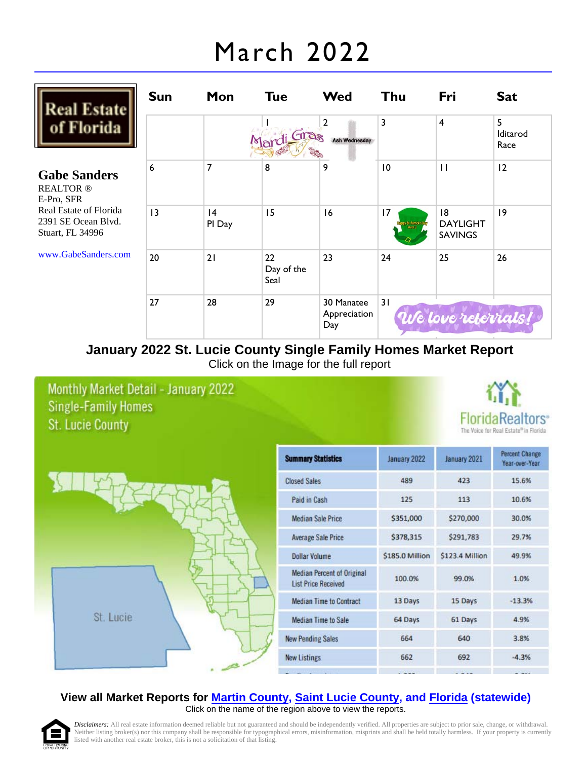# March 2022

**Real Estate of Florida**

**Gabe Sanders**
REALTOR ®
E-Pro, SFR
Real Estate of Florida
2391 SE Ocean Blvd.
Stuart, FL 34996

www.GabeSanders.com

| Sun | Mon | Tue | Wed | Thu | Fri | Sat |
|---|---|---|---|---|---|---|
| | | 1 Mardi Gras | 2 Ash Wednesday | 3 | 4 | 5 Iditarod Race |
| 6 | 7 | 8 | 9 | 10 | 11 | 12 |
| 13 | 14 PI Day | 15 | 16 | 17 Happy St Patrick's Day | 18 DAYLIGHT SAVINGS | 19 |
| 20 | 21 | 22 Day of the Seal | 23 | 24 | 25 | 26 |
| 27 | 28 | 29 | 30 Manatee Appreciation Day | 31 We love referrals! | | |

## January 2022 St. Lucie County Single Family Homes Market Report

Click on the Image for the full report

Monthly Market Detail - January 2022
Single-Family Homes
St. Lucie County

FloridaRealtors
The Voice for Real Estate in Florida

St. Lucie

| Summary Statistics | January 2022 | January 2021 | Percent Change Year-over-Year |
|---|---|---|---|
| Closed Sales | 489 | 423 | 15.6% |
| Paid in Cash | 125 | 113 | 10.6% |
| Median Sale Price | $351,000 | $270,000 | 30.0% |
| Average Sale Price | $378,315 | $291,783 | 29.7% |
| Dollar Volume | $185.0 Million | $123.4 Million | 49.9% |
| Median Percent of Original List Price Received | 100.0% | 99.0% | 1.0% |
| Median Time to Contract | 13 Days | 15 Days | -13.3% |
| Median Time to Sale | 64 Days | 61 Days | 4.9% |
| New Pending Sales | 664 | 640 | 3.8% |
| New Listings | 662 | 692 | -4.3% |

**View all Market Reports for [Martin County](), [Saint Lucie County](), and [Florida]() (statewide)**

Click on the name of the region above to view the reports.

*Disclaimers:* All real estate information deemed reliable but not guaranteed and should be independently verified. All properties are subject to prior sale, change, or withdrawal. Neither listing broker(s) nor this company shall be responsible for typographical errors, misinformation, misprints and shall be held totally harmless. If your property is currently listed with another real estate broker, this is not a solicitation of that listing.

EQUAL HOUSING OPPORTUNITY